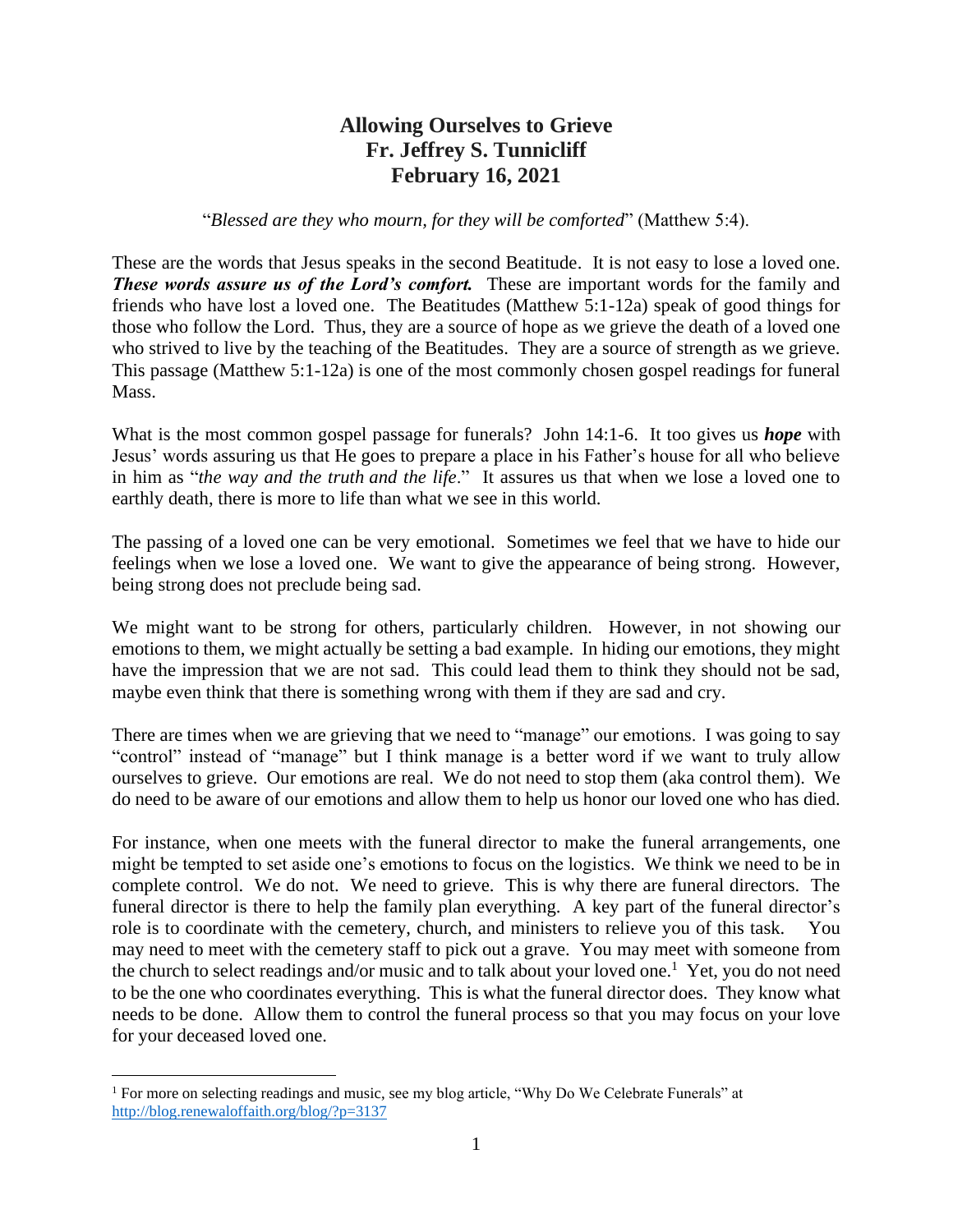# Allowing Ourselves to Grieve
## Fr. Jeffrey S. Tunnicliff
## February 16, 2021

"*Blessed are they who mourn, for they will be comforted*" (Matthew 5:4).

These are the words that Jesus speaks in the second Beatitude. It is not easy to lose a loved one. ***These words assure us of the Lord's comfort.*** These are important words for the family and friends who have lost a loved one. The Beatitudes (Matthew 5:1-12a) speak of good things for those who follow the Lord. Thus, they are a source of hope as we grieve the death of a loved one who strived to live by the teaching of the Beatitudes. They are a source of strength as we grieve. This passage (Matthew 5:1-12a) is one of the most commonly chosen gospel readings for funeral Mass.

What is the most common gospel passage for funerals? John 14:1-6. It too gives us ***hope*** with Jesus' words assuring us that He goes to prepare a place in his Father's house for all who believe in him as "*the way and the truth and the life*." It assures us that when we lose a loved one to earthly death, there is more to life than what we see in this world.

The passing of a loved one can be very emotional. Sometimes we feel that we have to hide our feelings when we lose a loved one. We want to give the appearance of being strong. However, being strong does not preclude being sad.

We might want to be strong for others, particularly children. However, in not showing our emotions to them, we might actually be setting a bad example. In hiding our emotions, they might have the impression that we are not sad. This could lead them to think they should not be sad, maybe even think that there is something wrong with them if they are sad and cry.

There are times when we are grieving that we need to "manage" our emotions. I was going to say "control" instead of "manage" but I think manage is a better word if we want to truly allow ourselves to grieve. Our emotions are real. We do not need to stop them (aka control them). We do need to be aware of our emotions and allow them to help us honor our loved one who has died.

For instance, when one meets with the funeral director to make the funeral arrangements, one might be tempted to set aside one's emotions to focus on the logistics. We think we need to be in complete control. We do not. We need to grieve. This is why there are funeral directors. The funeral director is there to help the family plan everything. A key part of the funeral director's role is to coordinate with the cemetery, church, and ministers to relieve you of this task. You may need to meet with the cemetery staff to pick out a grave. You may meet with someone from the church to select readings and/or music and to talk about your loved one.[1] Yet, you do not need to be the one who coordinates everything. This is what the funeral director does. They know what needs to be done. Allow them to control the funeral process so that you may focus on your love for your deceased loved one.

---

[1] For more on selecting readings and music, see my blog article, "Why Do We Celebrate Funerals" at http://blog.renewaloffaith.org/blog/?p=3137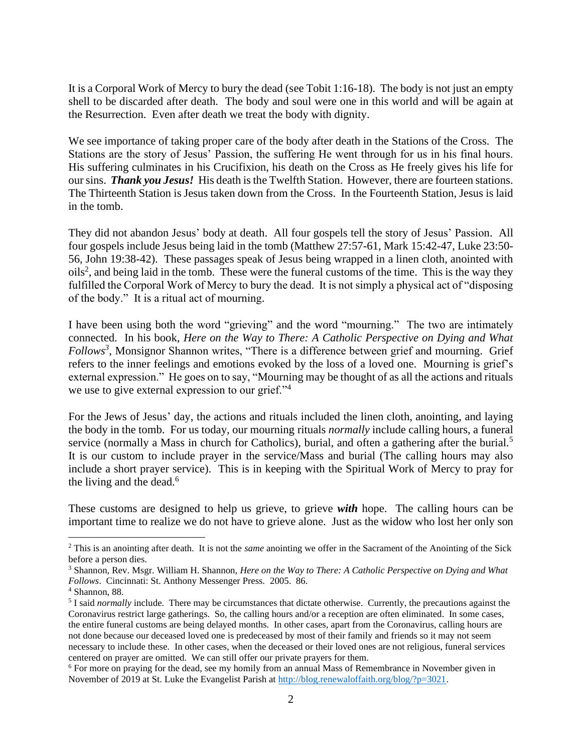It is a Corporal Work of Mercy to bury the dead (see Tobit 1:16-18). The body is not just an empty shell to be discarded after death. The body and soul were one in this world and will be again at the Resurrection. Even after death we treat the body with dignity.

We see importance of taking proper care of the body after death in the Stations of the Cross. The Stations are the story of Jesus' Passion, the suffering He went through for us in his final hours. His suffering culminates in his Crucifixion, his death on the Cross as He freely gives his life for our sins. ***Thank you Jesus!*** His death is the Twelfth Station. However, there are fourteen stations. The Thirteenth Station is Jesus taken down from the Cross. In the Fourteenth Station, Jesus is laid in the tomb.

They did not abandon Jesus' body at death. All four gospels tell the story of Jesus' Passion. All four gospels include Jesus being laid in the tomb (Matthew 27:57-61, Mark 15:42-47, Luke 23:50-56, John 19:38-42). These passages speak of Jesus being wrapped in a linen cloth, anointed with oils[2], and being laid in the tomb. These were the funeral customs of the time. This is the way they fulfilled the Corporal Work of Mercy to bury the dead. It is not simply a physical act of "disposing of the body." It is a ritual act of mourning.

I have been using both the word "grieving" and the word "mourning." The two are intimately connected. In his book, *Here on the Way to There: A Catholic Perspective on Dying and What Follows*[3], Monsignor Shannon writes, "There is a difference between grief and mourning. Grief refers to the inner feelings and emotions evoked by the loss of a loved one. Mourning is grief's external expression." He goes on to say, "Mourning may be thought of as all the actions and rituals we use to give external expression to our grief."[4]

For the Jews of Jesus' day, the actions and rituals included the linen cloth, anointing, and laying the body in the tomb. For us today, our mourning rituals *normally* include calling hours, a funeral service (normally a Mass in church for Catholics), burial, and often a gathering after the burial.[5] It is our custom to include prayer in the service/Mass and burial (The calling hours may also include a short prayer service). This is in keeping with the Spiritual Work of Mercy to pray for the living and the dead.[6]

These customs are designed to help us grieve, to grieve ***with*** hope. The calling hours can be important time to realize we do not have to grieve alone. Just as the widow who lost her only son

---

[2] This is an anointing after death. It is not the *same* anointing we offer in the Sacrament of the Anointing of the Sick before a person dies.

[3] Shannon, Rev. Msgr. William H. Shannon, *Here on the Way to There: A Catholic Perspective on Dying and What Follows*. Cincinnati: St. Anthony Messenger Press. 2005. 86.

[4] Shannon, 88.

[5] I said *normally* include. There may be circumstances that dictate otherwise. Currently, the precautions against the Coronavirus restrict large gatherings. So, the calling hours and/or a reception are often eliminated. In some cases, the entire funeral customs are being delayed months. In other cases, apart from the Coronavirus, calling hours are not done because our deceased loved one is predeceased by most of their family and friends so it may not seem necessary to include these. In other cases, when the deceased or their loved ones are not religious, funeral services centered on prayer are omitted. We can still offer our private prayers for them.

[6] For more on praying for the dead, see my homily from an annual Mass of Remembrance in November given in November of 2019 at St. Luke the Evangelist Parish at http://blog.renewaloffaith.org/blog/?p=3021.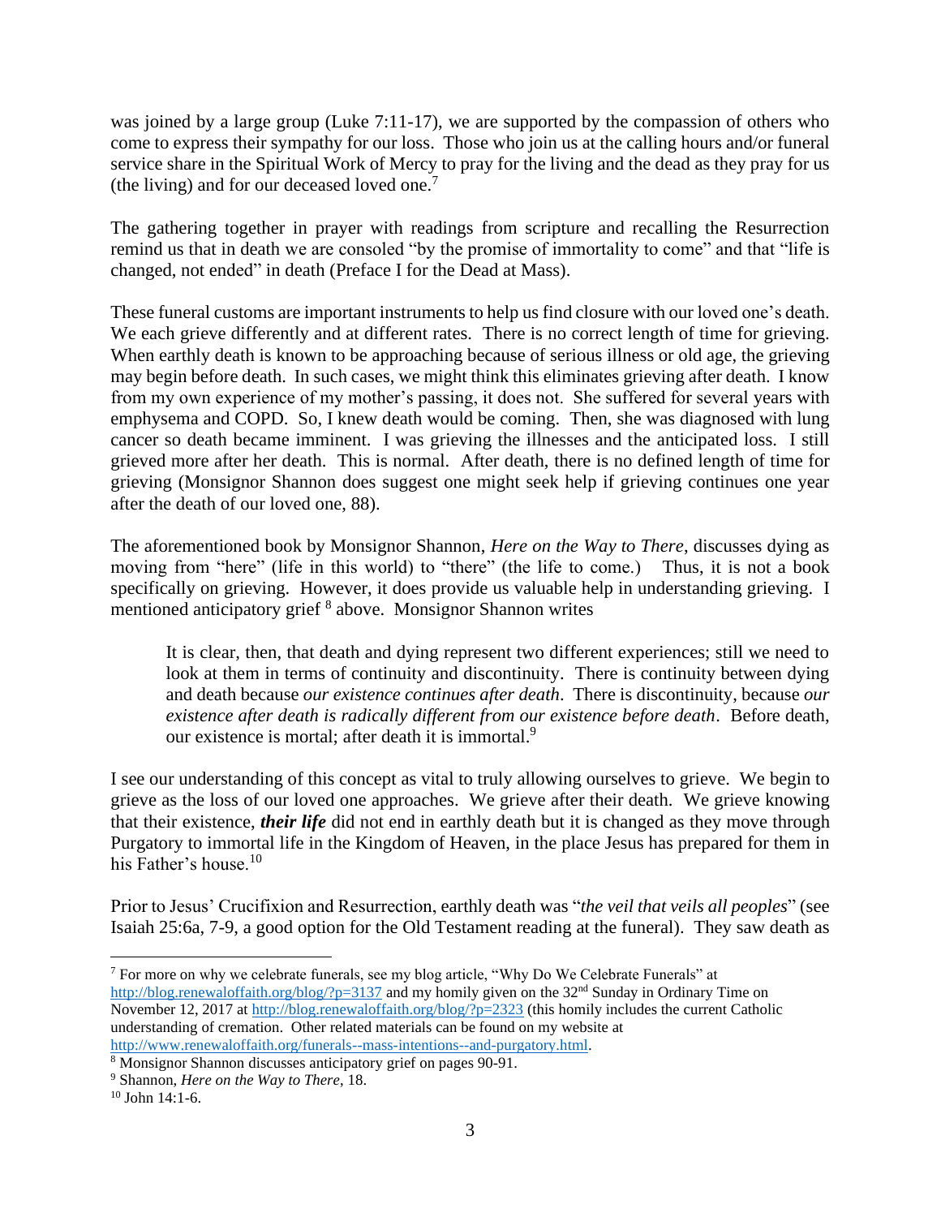was joined by a large group (Luke 7:11-17), we are supported by the compassion of others who come to express their sympathy for our loss. Those who join us at the calling hours and/or funeral service share in the Spiritual Work of Mercy to pray for the living and the dead as they pray for us (the living) and for our deceased loved one.[7]

The gathering together in prayer with readings from scripture and recalling the Resurrection remind us that in death we are consoled "by the promise of immortality to come" and that "life is changed, not ended" in death (Preface I for the Dead at Mass).

These funeral customs are important instruments to help us find closure with our loved one's death. We each grieve differently and at different rates. There is no correct length of time for grieving. When earthly death is known to be approaching because of serious illness or old age, the grieving may begin before death. In such cases, we might think this eliminates grieving after death. I know from my own experience of my mother's passing, it does not. She suffered for several years with emphysema and COPD. So, I knew death would be coming. Then, she was diagnosed with lung cancer so death became imminent. I was grieving the illnesses and the anticipated loss. I still grieved more after her death. This is normal. After death, there is no defined length of time for grieving (Monsignor Shannon does suggest one might seek help if grieving continues one year after the death of our loved one, 88).

The aforementioned book by Monsignor Shannon, *Here on the Way to There*, discusses dying as moving from "here" (life in this world) to "there" (the life to come.) Thus, it is not a book specifically on grieving. However, it does provide us valuable help in understanding grieving. I mentioned anticipatory grief [8] above. Monsignor Shannon writes

> It is clear, then, that death and dying represent two different experiences; still we need to look at them in terms of continuity and discontinuity. There is continuity between dying and death because *our existence continues after death*. There is discontinuity, because *our existence after death is radically different from our existence before death*. Before death, our existence is mortal; after death it is immortal.[9]

I see our understanding of this concept as vital to truly allowing ourselves to grieve. We begin to grieve as the loss of our loved one approaches. We grieve after their death. We grieve knowing that their existence, ***their life*** did not end in earthly death but it is changed as they move through Purgatory to immortal life in the Kingdom of Heaven, in the place Jesus has prepared for them in his Father's house.[10]

Prior to Jesus' Crucifixion and Resurrection, earthly death was "*the veil that veils all peoples*" (see Isaiah 25:6a, 7-9, a good option for the Old Testament reading at the funeral). They saw death as

---

[7] For more on why we celebrate funerals, see my blog article, "Why Do We Celebrate Funerals" at http://blog.renewaloffaith.org/blog/?p=3137 and my homily given on the 32nd Sunday in Ordinary Time on November 12, 2017 at http://blog.renewaloffaith.org/blog/?p=2323 (this homily includes the current Catholic understanding of cremation. Other related materials can be found on my website at http://www.renewaloffaith.org/funerals--mass-intentions--and-purgatory.html.

[8] Monsignor Shannon discusses anticipatory grief on pages 90-91.

[9] Shannon, *Here on the Way to There*, 18.

[10] John 14:1-6.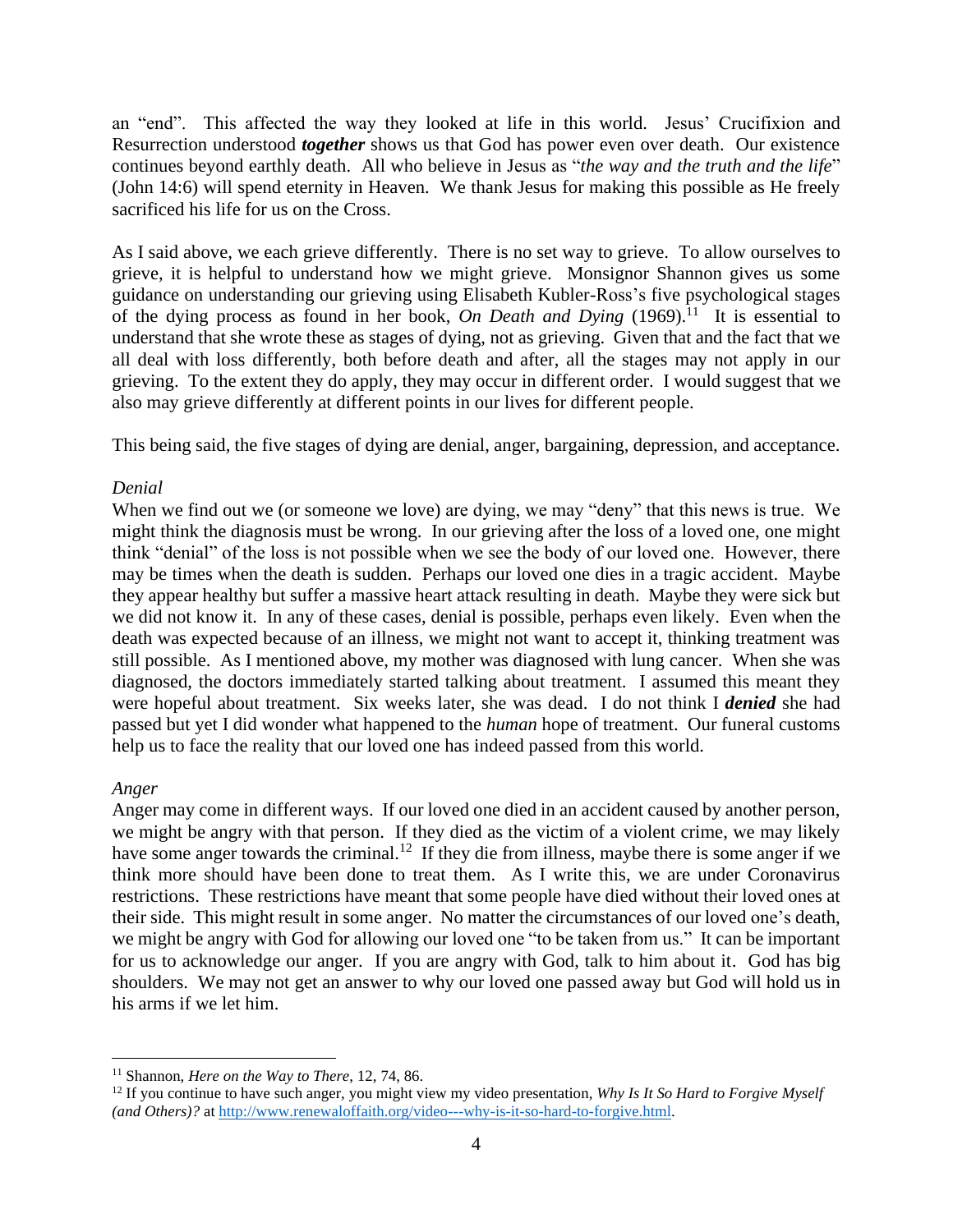an "end". This affected the way they looked at life in this world. Jesus' Crucifixion and Resurrection understood ***together*** shows us that God has power even over death. Our existence continues beyond earthly death. All who believe in Jesus as "*the way and the truth and the life*" (John 14:6) will spend eternity in Heaven. We thank Jesus for making this possible as He freely sacrificed his life for us on the Cross.

As I said above, we each grieve differently. There is no set way to grieve. To allow ourselves to grieve, it is helpful to understand how we might grieve. Monsignor Shannon gives us some guidance on understanding our grieving using Elisabeth Kubler-Ross's five psychological stages of the dying process as found in her book, *On Death and Dying* (1969).[11] It is essential to understand that she wrote these as stages of dying, not as grieving. Given that and the fact that we all deal with loss differently, both before death and after, all the stages may not apply in our grieving. To the extent they do apply, they may occur in different order. I would suggest that we also may grieve differently at different points in our lives for different people.

This being said, the five stages of dying are denial, anger, bargaining, depression, and acceptance.

*Denial*

When we find out we (or someone we love) are dying, we may "deny" that this news is true. We might think the diagnosis must be wrong. In our grieving after the loss of a loved one, one might think "denial" of the loss is not possible when we see the body of our loved one. However, there may be times when the death is sudden. Perhaps our loved one dies in a tragic accident. Maybe they appear healthy but suffer a massive heart attack resulting in death. Maybe they were sick but we did not know it. In any of these cases, denial is possible, perhaps even likely. Even when the death was expected because of an illness, we might not want to accept it, thinking treatment was still possible. As I mentioned above, my mother was diagnosed with lung cancer. When she was diagnosed, the doctors immediately started talking about treatment. I assumed this meant they were hopeful about treatment. Six weeks later, she was dead. I do not think I ***denied*** she had passed but yet I did wonder what happened to the *human* hope of treatment. Our funeral customs help us to face the reality that our loved one has indeed passed from this world.

*Anger*

Anger may come in different ways. If our loved one died in an accident caused by another person, we might be angry with that person. If they died as the victim of a violent crime, we may likely have some anger towards the criminal.[12] If they die from illness, maybe there is some anger if we think more should have been done to treat them. As I write this, we are under Coronavirus restrictions. These restrictions have meant that some people have died without their loved ones at their side. This might result in some anger. No matter the circumstances of our loved one's death, we might be angry with God for allowing our loved one "to be taken from us." It can be important for us to acknowledge our anger. If you are angry with God, talk to him about it. God has big shoulders. We may not get an answer to why our loved one passed away but God will hold us in his arms if we let him.

---

[11] Shannon, *Here on the Way to There,* 12, 74, 86.

[12] If you continue to have such anger, you might view my video presentation, *Why Is It So Hard to Forgive Myself (and Others)?* at http://www.renewaloffaith.org/video---why-is-it-so-hard-to-forgive.html.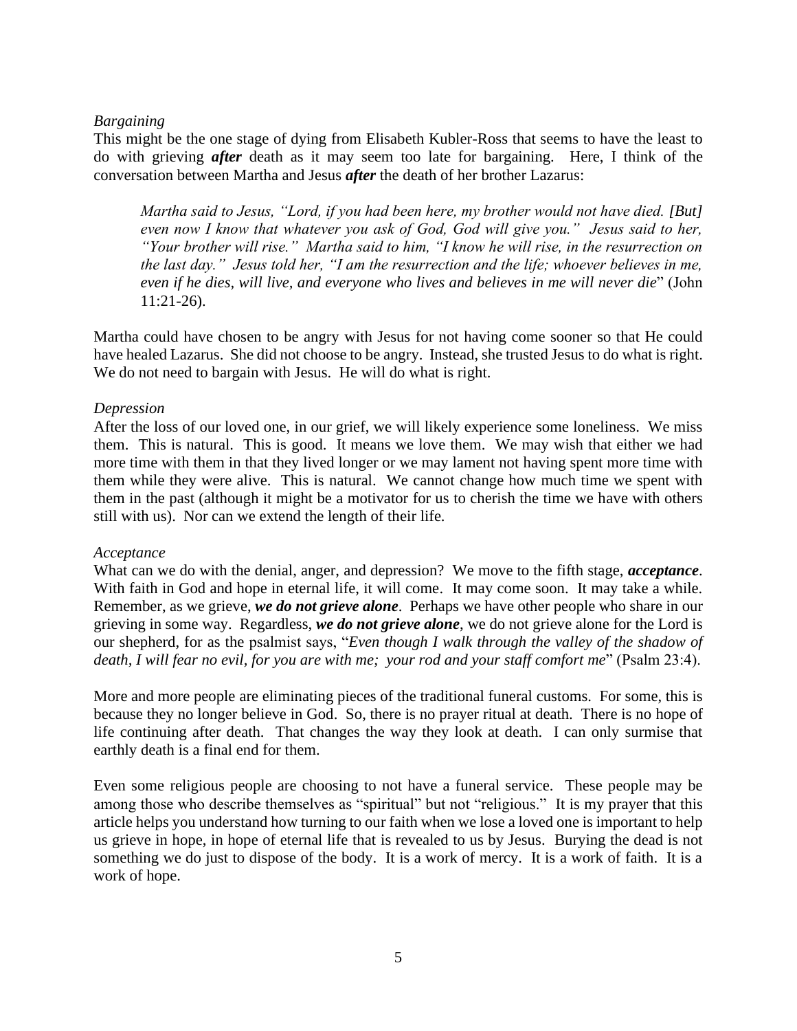*Bargaining*

This might be the one stage of dying from Elisabeth Kubler-Ross that seems to have the least to do with grieving ***after*** death as it may seem too late for bargaining. Here, I think of the conversation between Martha and Jesus ***after*** the death of her brother Lazarus:

> *Martha said to Jesus, "Lord, if you had been here, my brother would not have died. [But] even now I know that whatever you ask of God, God will give you." Jesus said to her, "Your brother will rise." Martha said to him, "I know he will rise, in the resurrection on the last day." Jesus told her, "I am the resurrection and the life; whoever believes in me, even if he dies, will live, and everyone who lives and believes in me will never die*" (John 11:21-26).

Martha could have chosen to be angry with Jesus for not having come sooner so that He could have healed Lazarus. She did not choose to be angry. Instead, she trusted Jesus to do what is right. We do not need to bargain with Jesus. He will do what is right.

*Depression*

After the loss of our loved one, in our grief, we will likely experience some loneliness. We miss them. This is natural. This is good. It means we love them. We may wish that either we had more time with them in that they lived longer or we may lament not having spent more time with them while they were alive. This is natural. We cannot change how much time we spent with them in the past (although it might be a motivator for us to cherish the time we have with others still with us). Nor can we extend the length of their life.

*Acceptance*

What can we do with the denial, anger, and depression? We move to the fifth stage, ***acceptance***. With faith in God and hope in eternal life, it will come. It may come soon. It may take a while. Remember, as we grieve, ***we do not grieve alone***. Perhaps we have other people who share in our grieving in some way. Regardless, ***we do not grieve alone***, we do not grieve alone for the Lord is our shepherd, for as the psalmist says, "*Even though I walk through the valley of the shadow of death, I will fear no evil, for you are with me; your rod and your staff comfort me*" (Psalm 23:4).

More and more people are eliminating pieces of the traditional funeral customs. For some, this is because they no longer believe in God. So, there is no prayer ritual at death. There is no hope of life continuing after death. That changes the way they look at death. I can only surmise that earthly death is a final end for them.

Even some religious people are choosing to not have a funeral service. These people may be among those who describe themselves as "spiritual" but not "religious." It is my prayer that this article helps you understand how turning to our faith when we lose a loved one is important to help us grieve in hope, in hope of eternal life that is revealed to us by Jesus. Burying the dead is not something we do just to dispose of the body. It is a work of mercy. It is a work of faith. It is a work of hope.